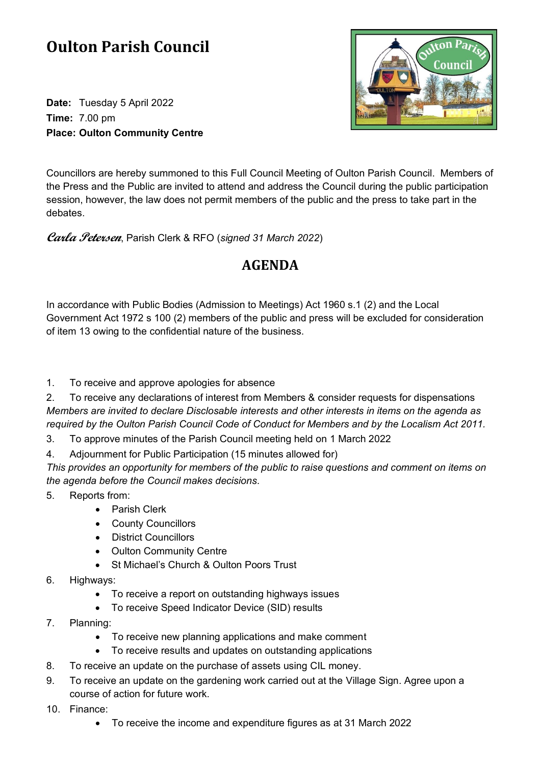# Oulton Parish Council

**Date:** Tuesday 5 April 2022
**Time:** 7.00 pm
**Place: Oulton Community Centre**

Councillors are hereby summoned to this Full Council Meeting of Oulton Parish Council. Members of the Press and the Public are invited to attend and address the Council during the public participation session, however, the law does not permit members of the public and the press to take part in the debates.

*Carla Petersen*, Parish Clerk & RFO (*signed 31 March 2022*)

## AGENDA

In accordance with Public Bodies (Admission to Meetings) Act 1960 s.1 (2) and the Local Government Act 1972 s 100 (2) members of the public and press will be excluded for consideration of item 13 owing to the confidential nature of the business.

1. To receive and approve apologies for absence
2. To receive any declarations of interest from Members & consider requests for dispensations
   *Members are invited to declare Disclosable interests and other interests in items on the agenda as required by the Oulton Parish Council Code of Conduct for Members and by the Localism Act 2011.*
3. To approve minutes of the Parish Council meeting held on 1 March 2022
4. Adjournment for Public Participation (15 minutes allowed for)
   *This provides an opportunity for members of the public to raise questions and comment on items on the agenda before the Council makes decisions.*
5. Reports from:
   - Parish Clerk
   - County Councillors
   - District Councillors
   - Oulton Community Centre
   - St Michael's Church & Oulton Poors Trust
6. Highways:
   - To receive a report on outstanding highways issues
   - To receive Speed Indicator Device (SID) results
7. Planning:
   - To receive new planning applications and make comment
   - To receive results and updates on outstanding applications
8. To receive an update on the purchase of assets using CIL money.
9. To receive an update on the gardening work carried out at the Village Sign. Agree upon a course of action for future work.
10. Finance:
    - To receive the income and expenditure figures as at 31 March 2022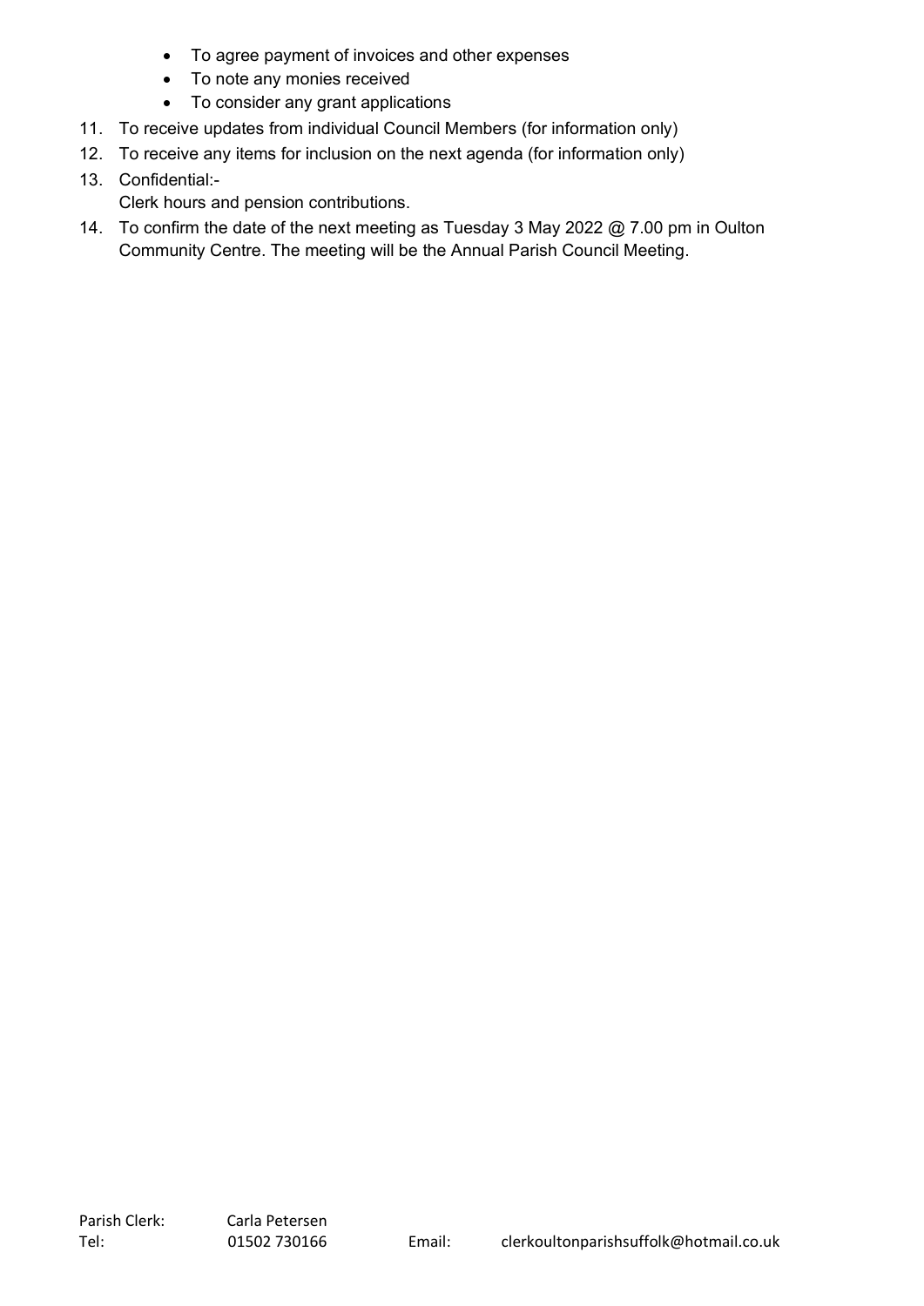- To agree payment of invoices and other expenses
- To note any monies received
- To consider any grant applications

11. To receive updates from individual Council Members (for information only)
12. To receive any items for inclusion on the next agenda (for information only)
13. Confidential:-
    Clerk hours and pension contributions.
14. To confirm the date of the next meeting as Tuesday 3 May 2022 @ 7.00 pm in Oulton Community Centre. The meeting will be the Annual Parish Council Meeting.

Parish Clerk: Carla Petersen
Tel: 01502 730166 Email: clerkoultonparishsuffolk@hotmail.co.uk